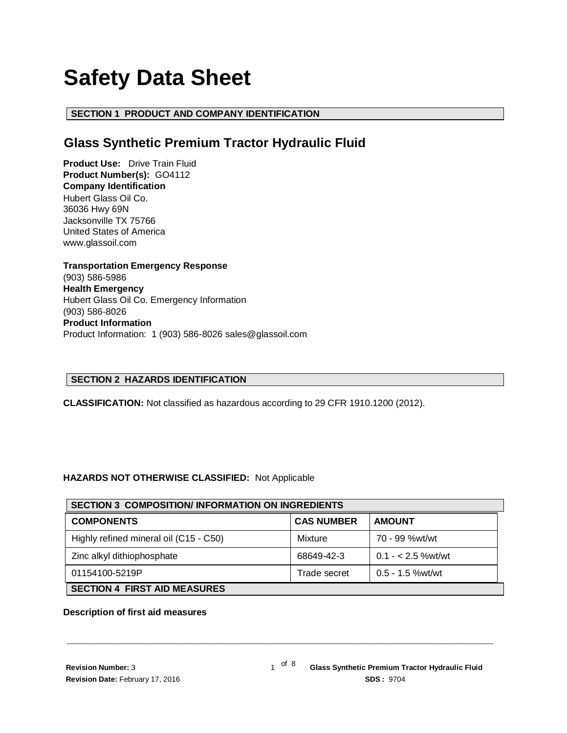# Safety Data Sheet

## SECTION 1 PRODUCT AND COMPANY IDENTIFICATION

### Glass Synthetic Premium Tractor Hydraulic Fluid

**Product Use:** Drive Train Fluid
**Product Number(s):** GO4112
**Company Identification**
Hubert Glass Oil Co.
36036 Hwy 69N
Jacksonville TX 75766
United States of America
www.glassoil.com

**Transportation Emergency Response**
(903) 586-5986
**Health Emergency**
Hubert Glass Oil Co. Emergency Information
(903) 586-8026
**Product Information**
Product Information: 1 (903) 586-8026 sales@glassoil.com

## SECTION 2 HAZARDS IDENTIFICATION

**CLASSIFICATION:** Not classified as hazardous according to 29 CFR 1910.1200 (2012).

**HAZARDS NOT OTHERWISE CLASSIFIED:** Not Applicable

## SECTION 3 COMPOSITION/ INFORMATION ON INGREDIENTS

| COMPONENTS | CAS NUMBER | AMOUNT |
| --- | --- | --- |
| Highly refined mineral oil (C15 - C50) | Mixture | 70 - 99 %wt/wt |
| Zinc alkyl dithiophosphate | 68649-42-3 | 0.1 - < 2.5 %wt/wt |
| 01154100-5219P | Trade secret | 0.5 - 1.5 %wt/wt |

## SECTION 4 FIRST AID MEASURES

**Description of first aid measures**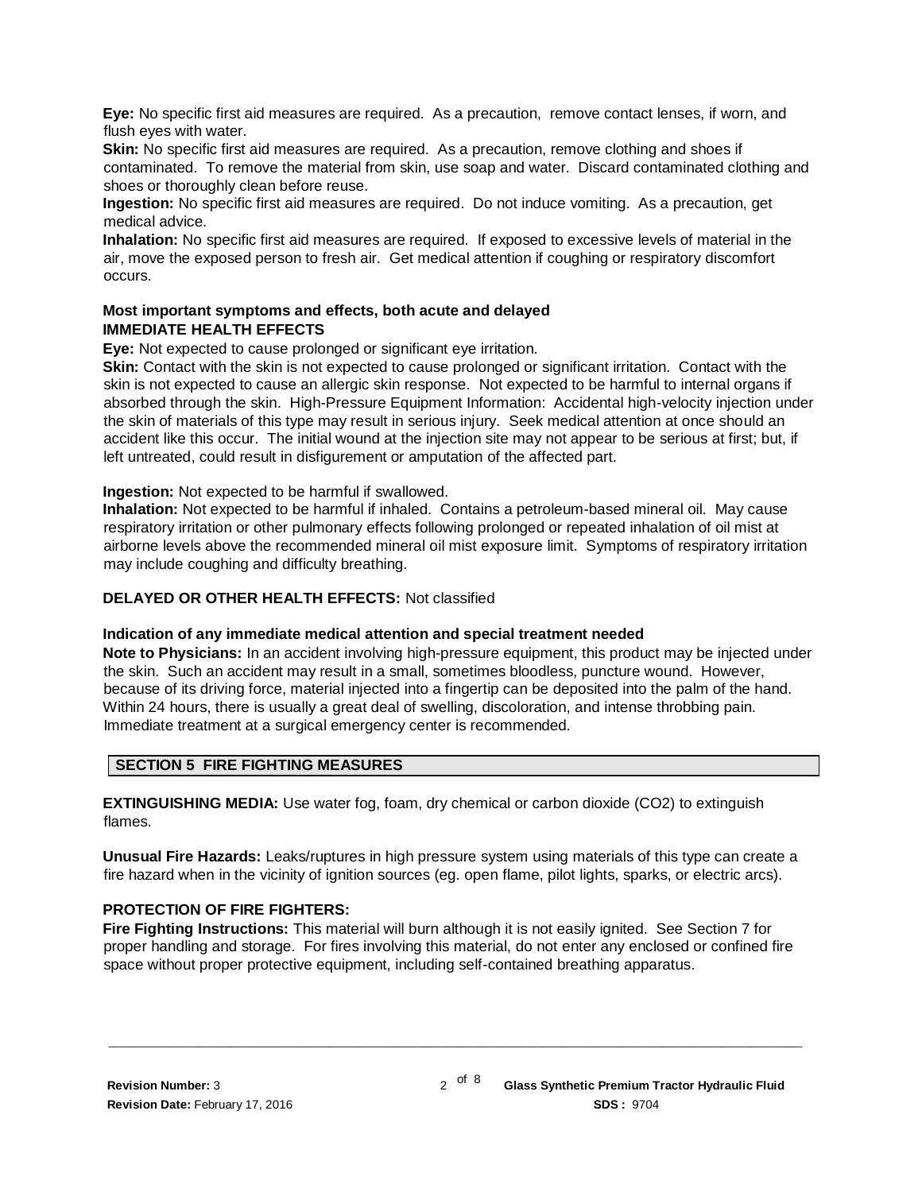**Eye:** No specific first aid measures are required. As a precaution, remove contact lenses, if worn, and flush eyes with water.

**Skin:** No specific first aid measures are required. As a precaution, remove clothing and shoes if contaminated. To remove the material from skin, use soap and water. Discard contaminated clothing and shoes or thoroughly clean before reuse.

**Ingestion:** No specific first aid measures are required. Do not induce vomiting. As a precaution, get medical advice.

**Inhalation:** No specific first aid measures are required. If exposed to excessive levels of material in the air, move the exposed person to fresh air. Get medical attention if coughing or respiratory discomfort occurs.

**Most important symptoms and effects, both acute and delayed**

**IMMEDIATE HEALTH EFFECTS**

**Eye:** Not expected to cause prolonged or significant eye irritation.

**Skin:** Contact with the skin is not expected to cause prolonged or significant irritation. Contact with the skin is not expected to cause an allergic skin response. Not expected to be harmful to internal organs if absorbed through the skin. High-Pressure Equipment Information: Accidental high-velocity injection under the skin of materials of this type may result in serious injury. Seek medical attention at once should an accident like this occur. The initial wound at the injection site may not appear to be serious at first; but, if left untreated, could result in disfigurement or amputation of the affected part.

**Ingestion:** Not expected to be harmful if swallowed.

**Inhalation:** Not expected to be harmful if inhaled. Contains a petroleum-based mineral oil. May cause respiratory irritation or other pulmonary effects following prolonged or repeated inhalation of oil mist at airborne levels above the recommended mineral oil mist exposure limit. Symptoms of respiratory irritation may include coughing and difficulty breathing.

**DELAYED OR OTHER HEALTH EFFECTS:** Not classified

**Indication of any immediate medical attention and special treatment needed**

**Note to Physicians:** In an accident involving high-pressure equipment, this product may be injected under the skin. Such an accident may result in a small, sometimes bloodless, puncture wound. However, because of its driving force, material injected into a fingertip can be deposited into the palm of the hand. Within 24 hours, there is usually a great deal of swelling, discoloration, and intense throbbing pain. Immediate treatment at a surgical emergency center is recommended.

## SECTION 5 FIRE FIGHTING MEASURES

**EXTINGUISHING MEDIA:** Use water fog, foam, dry chemical or carbon dioxide ($CO_2$) to extinguish flames.

**Unusual Fire Hazards:** Leaks/ruptures in high pressure system using materials of this type can create a fire hazard when in the vicinity of ignition sources (eg. open flame, pilot lights, sparks, or electric arcs).

**PROTECTION OF FIRE FIGHTERS:**

**Fire Fighting Instructions:** This material will burn although it is not easily ignited. See Section 7 for proper handling and storage. For fires involving this material, do not enter any enclosed or confined fire space without proper protective equipment, including self-contained breathing apparatus.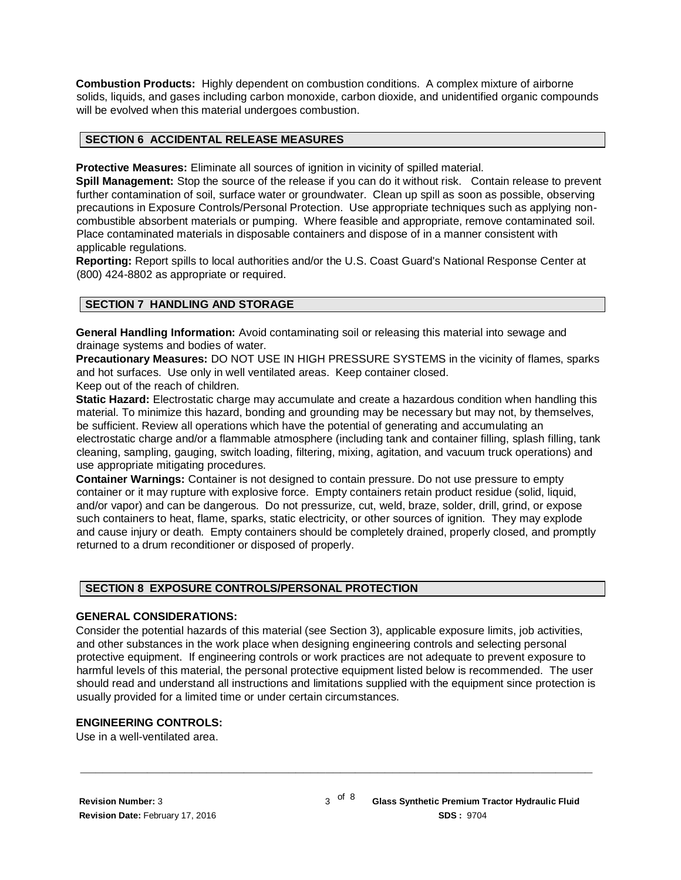**Combustion Products:** Highly dependent on combustion conditions. A complex mixture of airborne solids, liquids, and gases including carbon monoxide, carbon dioxide, and unidentified organic compounds will be evolved when this material undergoes combustion.

## SECTION 6 ACCIDENTAL RELEASE MEASURES

**Protective Measures:** Eliminate all sources of ignition in vicinity of spilled material.

**Spill Management:** Stop the source of the release if you can do it without risk. Contain release to prevent further contamination of soil, surface water or groundwater. Clean up spill as soon as possible, observing precautions in Exposure Controls/Personal Protection. Use appropriate techniques such as applying non-combustible absorbent materials or pumping. Where feasible and appropriate, remove contaminated soil. Place contaminated materials in disposable containers and dispose of in a manner consistent with applicable regulations.

**Reporting:** Report spills to local authorities and/or the U.S. Coast Guard's National Response Center at (800) 424-8802 as appropriate or required.

## SECTION 7 HANDLING AND STORAGE

**General Handling Information:** Avoid contaminating soil or releasing this material into sewage and drainage systems and bodies of water.

**Precautionary Measures:** DO NOT USE IN HIGH PRESSURE SYSTEMS in the vicinity of flames, sparks and hot surfaces. Use only in well ventilated areas. Keep container closed.
Keep out of the reach of children.

**Static Hazard:** Electrostatic charge may accumulate and create a hazardous condition when handling this material. To minimize this hazard, bonding and grounding may be necessary but may not, by themselves, be sufficient. Review all operations which have the potential of generating and accumulating an electrostatic charge and/or a flammable atmosphere (including tank and container filling, splash filling, tank cleaning, sampling, gauging, switch loading, filtering, mixing, agitation, and vacuum truck operations) and use appropriate mitigating procedures.

**Container Warnings:** Container is not designed to contain pressure. Do not use pressure to empty container or it may rupture with explosive force. Empty containers retain product residue (solid, liquid, and/or vapor) and can be dangerous. Do not pressurize, cut, weld, braze, solder, drill, grind, or expose such containers to heat, flame, sparks, static electricity, or other sources of ignition. They may explode and cause injury or death. Empty containers should be completely drained, properly closed, and promptly returned to a drum reconditioner or disposed of properly.

## SECTION 8 EXPOSURE CONTROLS/PERSONAL PROTECTION

### GENERAL CONSIDERATIONS:

Consider the potential hazards of this material (see Section 3), applicable exposure limits, job activities, and other substances in the work place when designing engineering controls and selecting personal protective equipment. If engineering controls or work practices are not adequate to prevent exposure to harmful levels of this material, the personal protective equipment listed below is recommended. The user should read and understand all instructions and limitations supplied with the equipment since protection is usually provided for a limited time or under certain circumstances.

### ENGINEERING CONTROLS:

Use in a well-ventilated area.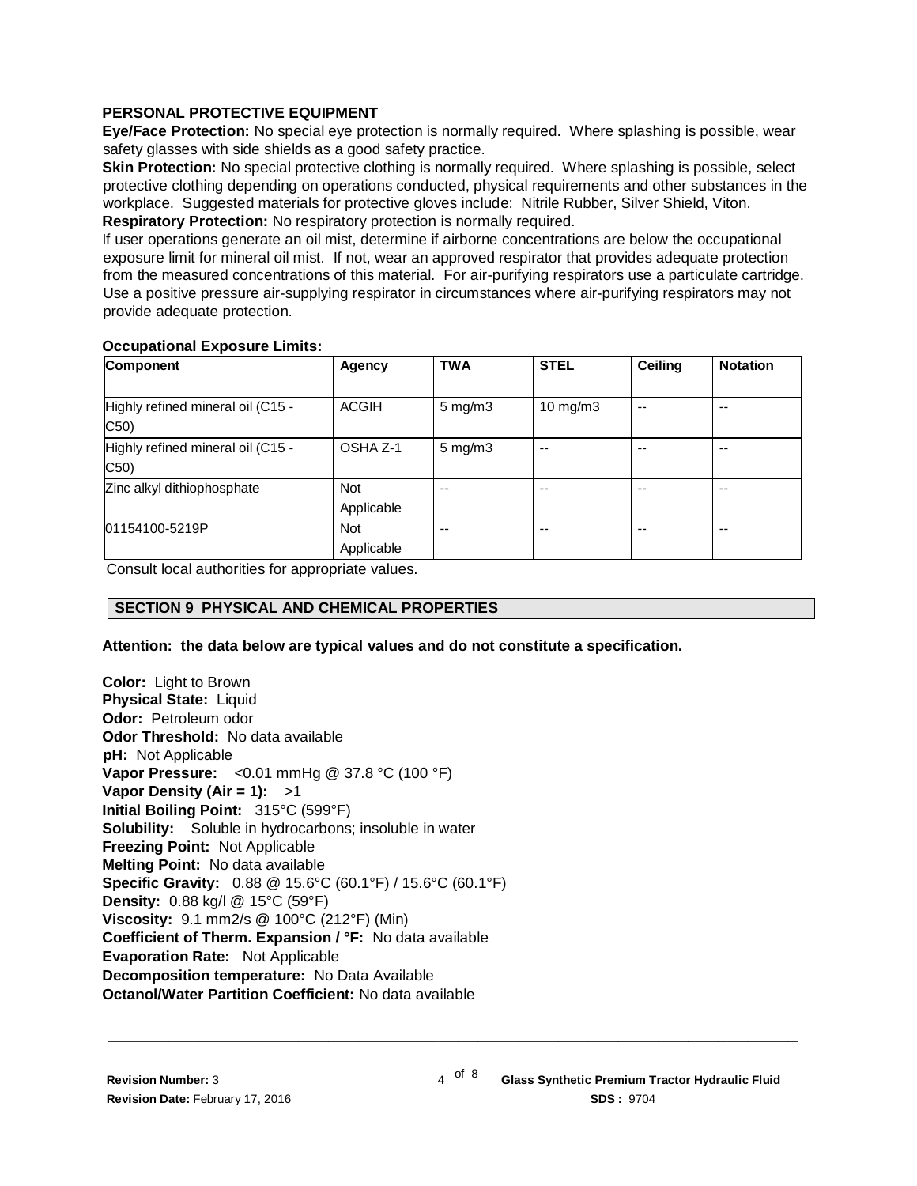**PERSONAL PROTECTIVE EQUIPMENT**

**Eye/Face Protection:** No special eye protection is normally required. Where splashing is possible, wear safety glasses with side shields as a good safety practice.

**Skin Protection:** No special protective clothing is normally required. Where splashing is possible, select protective clothing depending on operations conducted, physical requirements and other substances in the workplace. Suggested materials for protective gloves include: Nitrile Rubber, Silver Shield, Viton.

**Respiratory Protection:** No respiratory protection is normally required.

If user operations generate an oil mist, determine if airborne concentrations are below the occupational exposure limit for mineral oil mist. If not, wear an approved respirator that provides adequate protection from the measured concentrations of this material. For air-purifying respirators use a particulate cartridge. Use a positive pressure air-supplying respirator in circumstances where air-purifying respirators may not provide adequate protection.

**Occupational Exposure Limits:**

| Component | Agency | TWA | STEL | Ceiling | Notation |
|---|---|---|---|---|---|
| Highly refined mineral oil (C15 - C50) | ACGIH | 5 mg/m3 | 10 mg/m3 | -- | -- |
| Highly refined mineral oil (C15 - C50) | OSHA Z-1 | 5 mg/m3 | -- | -- | -- |
| Zinc alkyl dithiophosphate | Not Applicable | -- | -- | -- | -- |
| 01154100-5219P | Not Applicable | -- | -- | -- | -- |

Consult local authorities for appropriate values.

## SECTION 9 PHYSICAL AND CHEMICAL PROPERTIES

**Attention: the data below are typical values and do not constitute a specification.**

**Color:** Light to Brown
**Physical State:** Liquid
**Odor:** Petroleum odor
**Odor Threshold:** No data available
**pH:** Not Applicable
**Vapor Pressure:** <0.01 mmHg @ 37.8 °C (100 °F)
**Vapor Density (Air = 1):** >1
**Initial Boiling Point:** 315°C (599°F)
**Solubility:** Soluble in hydrocarbons; insoluble in water
**Freezing Point:** Not Applicable
**Melting Point:** No data available
**Specific Gravity:** 0.88 @ 15.6°C (60.1°F) / 15.6°C (60.1°F)
**Density:** 0.88 kg/l @ 15°C (59°F)
**Viscosity:** 9.1 mm2/s @ 100°C (212°F) (Min)
**Coefficient of Therm. Expansion / °F:** No data available
**Evaporation Rate:** Not Applicable
**Decomposition temperature:** No Data Available
**Octanol/Water Partition Coefficient:** No data available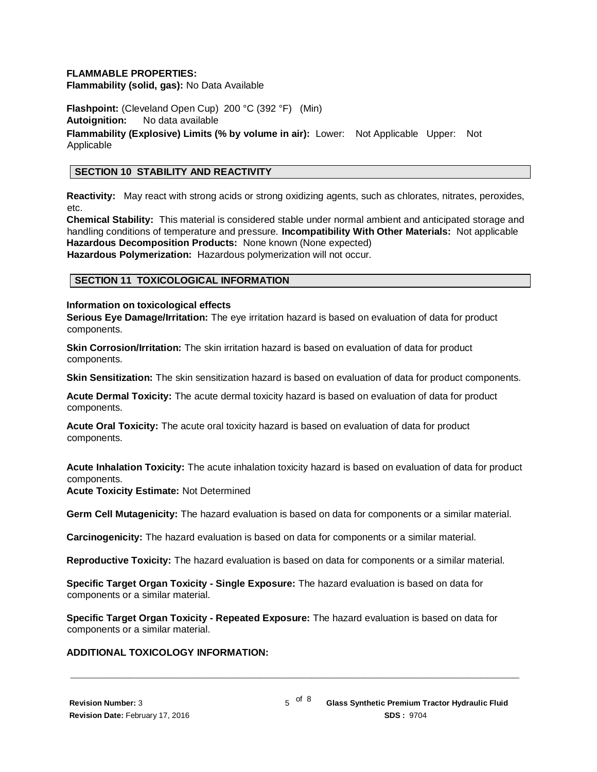**FLAMMABLE PROPERTIES:**
**Flammability (solid, gas):** No Data Available

**Flashpoint:** (Cleveland Open Cup) 200 °C (392 °F) (Min)
**Autoignition:** No data available
**Flammability (Explosive) Limits (% by volume in air):** Lower: Not Applicable Upper: Not Applicable

## SECTION 10 STABILITY AND REACTIVITY

**Reactivity:** May react with strong acids or strong oxidizing agents, such as chlorates, nitrates, peroxides, etc.
**Chemical Stability:** This material is considered stable under normal ambient and anticipated storage and handling conditions of temperature and pressure. **Incompatibility With Other Materials:** Not applicable
**Hazardous Decomposition Products:** None known (None expected)
**Hazardous Polymerization:** Hazardous polymerization will not occur.

## SECTION 11 TOXICOLOGICAL INFORMATION

**Information on toxicological effects**
**Serious Eye Damage/Irritation:** The eye irritation hazard is based on evaluation of data for product components.

**Skin Corrosion/Irritation:** The skin irritation hazard is based on evaluation of data for product components.

**Skin Sensitization:** The skin sensitization hazard is based on evaluation of data for product components.

**Acute Dermal Toxicity:** The acute dermal toxicity hazard is based on evaluation of data for product components.

**Acute Oral Toxicity:** The acute oral toxicity hazard is based on evaluation of data for product components.

**Acute Inhalation Toxicity:** The acute inhalation toxicity hazard is based on evaluation of data for product components.
**Acute Toxicity Estimate:** Not Determined

**Germ Cell Mutagenicity:** The hazard evaluation is based on data for components or a similar material.

**Carcinogenicity:** The hazard evaluation is based on data for components or a similar material.

**Reproductive Toxicity:** The hazard evaluation is based on data for components or a similar material.

**Specific Target Organ Toxicity - Single Exposure:** The hazard evaluation is based on data for components or a similar material.

**Specific Target Organ Toxicity - Repeated Exposure:** The hazard evaluation is based on data for components or a similar material.

**ADDITIONAL TOXICOLOGY INFORMATION:**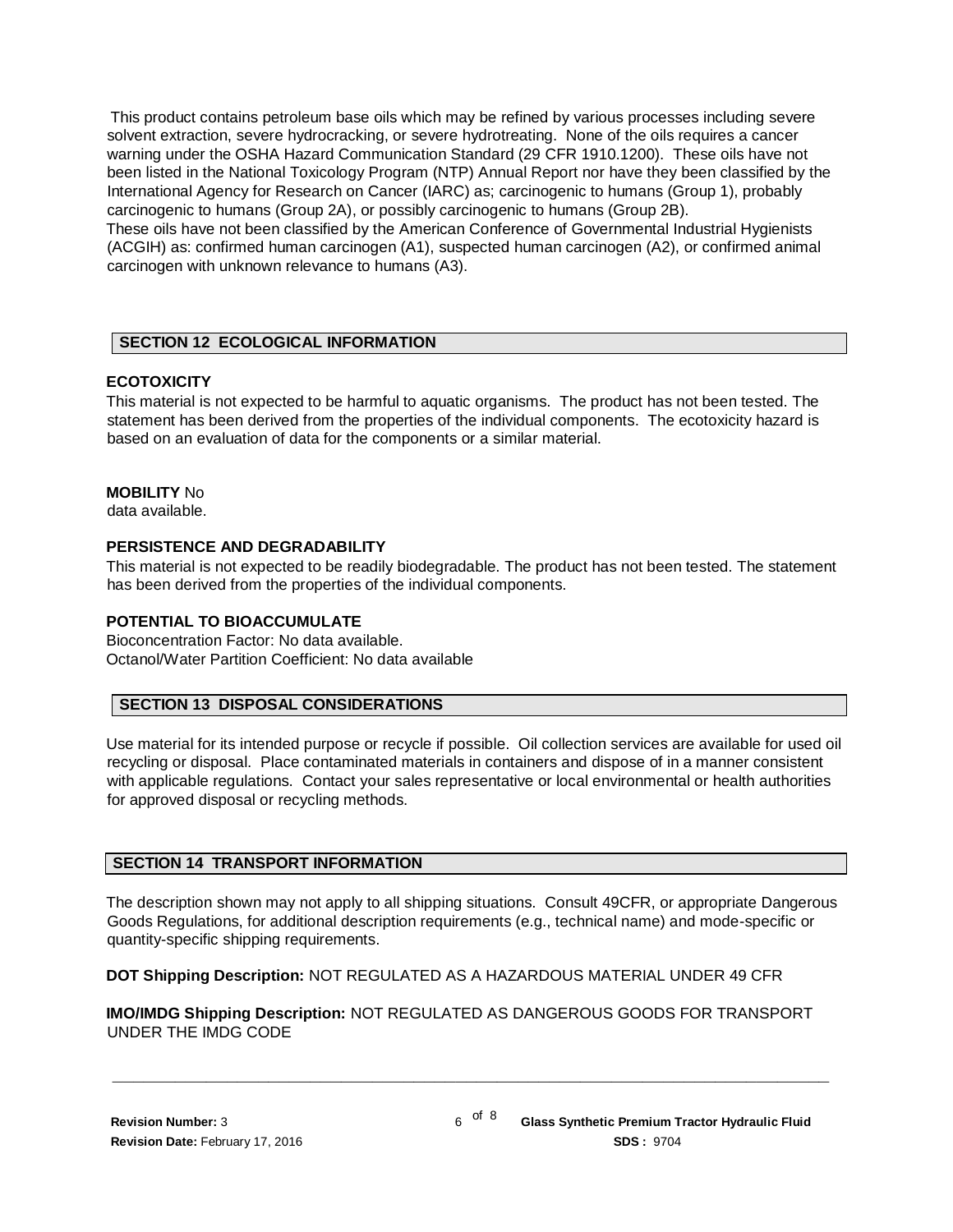This product contains petroleum base oils which may be refined by various processes including severe solvent extraction, severe hydrocracking, or severe hydrotreating. None of the oils requires a cancer warning under the OSHA Hazard Communication Standard (29 CFR 1910.1200). These oils have not been listed in the National Toxicology Program (NTP) Annual Report nor have they been classified by the International Agency for Research on Cancer (IARC) as; carcinogenic to humans (Group 1), probably carcinogenic to humans (Group 2A), or possibly carcinogenic to humans (Group 2B).
These oils have not been classified by the American Conference of Governmental Industrial Hygienists (ACGIH) as: confirmed human carcinogen (A1), suspected human carcinogen (A2), or confirmed animal carcinogen with unknown relevance to humans (A3).

## SECTION 12 ECOLOGICAL INFORMATION

**ECOTOXICITY**
This material is not expected to be harmful to aquatic organisms. The product has not been tested. The statement has been derived from the properties of the individual components. The ecotoxicity hazard is based on an evaluation of data for the components or a similar material.

**MOBILITY** No data available.

**PERSISTENCE AND DEGRADABILITY**
This material is not expected to be readily biodegradable. The product has not been tested. The statement has been derived from the properties of the individual components.

**POTENTIAL TO BIOACCUMULATE**
Bioconcentration Factor: No data available.
Octanol/Water Partition Coefficient: No data available

## SECTION 13 DISPOSAL CONSIDERATIONS

Use material for its intended purpose or recycle if possible. Oil collection services are available for used oil recycling or disposal. Place contaminated materials in containers and dispose of in a manner consistent with applicable regulations. Contact your sales representative or local environmental or health authorities for approved disposal or recycling methods.

## SECTION 14 TRANSPORT INFORMATION

The description shown may not apply to all shipping situations. Consult 49CFR, or appropriate Dangerous Goods Regulations, for additional description requirements (e.g., technical name) and mode-specific or quantity-specific shipping requirements.

**DOT Shipping Description:** NOT REGULATED AS A HAZARDOUS MATERIAL UNDER 49 CFR

**IMO/IMDG Shipping Description:** NOT REGULATED AS DANGEROUS GOODS FOR TRANSPORT UNDER THE IMDG CODE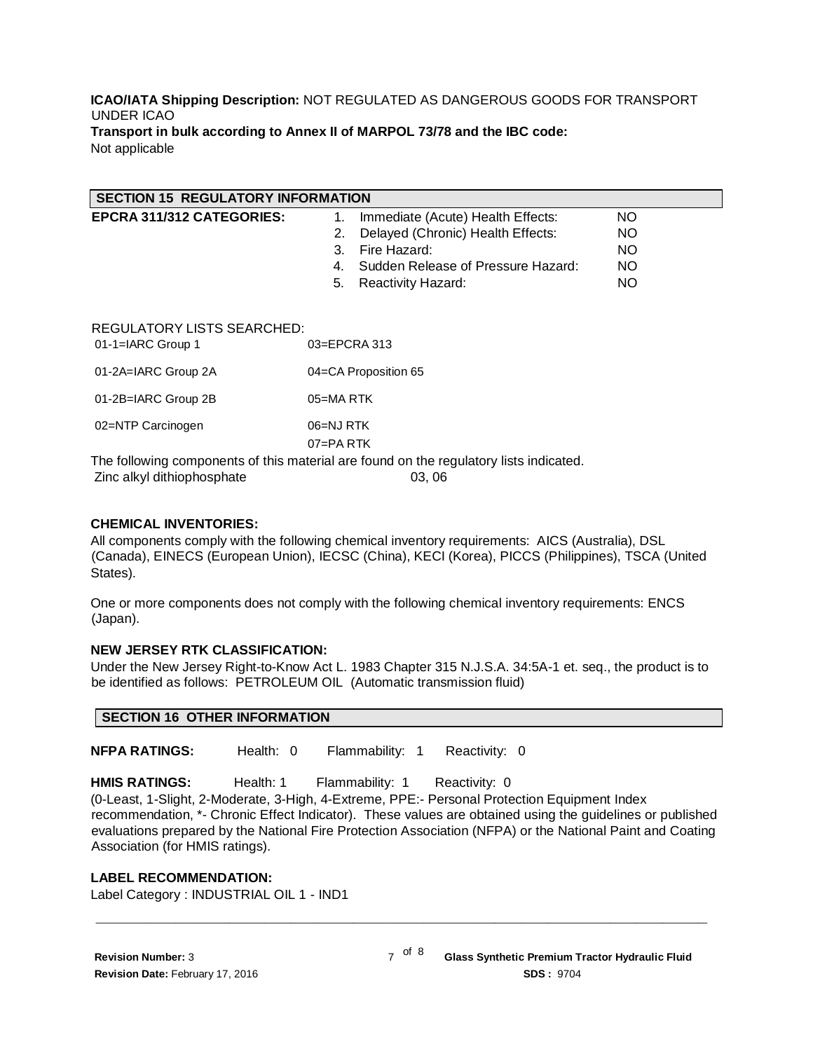**ICAO/IATA Shipping Description:** NOT REGULATED AS DANGEROUS GOODS FOR TRANSPORT UNDER ICAO

**Transport in bulk according to Annex II of MARPOL 73/78 and the IBC code:**
Not applicable

## SECTION 15 REGULATORY INFORMATION

**EPCRA 311/312 CATEGORIES:**

| | | |
|---|---|---|
| 1. | Immediate (Acute) Health Effects: | NO |
| 2. | Delayed (Chronic) Health Effects: | NO |
| 3. | Fire Hazard: | NO |
| 4. | Sudden Release of Pressure Hazard: | NO |
| 5. | Reactivity Hazard: | NO |

REGULATORY LISTS SEARCHED:

| | |
|---|---|
| 01-1=IARC Group 1 | 03=EPCRA 313 |
| 01-2A=IARC Group 2A | 04=CA Proposition 65 |
| 01-2B=IARC Group 2B | 05=MA RTK |
| 02=NTP Carcinogen | 06=NJ RTK |
| | 07=PA RTK |

The following components of this material are found on the regulatory lists indicated.

| | |
|---|---|
| Zinc alkyl dithiophosphate | 03, 06 |

**CHEMICAL INVENTORIES:**

All components comply with the following chemical inventory requirements: AICS (Australia), DSL (Canada), EINECS (European Union), IECSC (China), KECI (Korea), PICCS (Philippines), TSCA (United States).

One or more components does not comply with the following chemical inventory requirements: ENCS (Japan).

**NEW JERSEY RTK CLASSIFICATION:**

Under the New Jersey Right-to-Know Act L. 1983 Chapter 315 N.J.S.A. 34:5A-1 et. seq., the product is to be identified as follows: PETROLEUM OIL (Automatic transmission fluid)

## SECTION 16 OTHER INFORMATION

**NFPA RATINGS:** Health: 0 Flammability: 1 Reactivity: 0

**HMIS RATINGS:** Health: 1 Flammability: 1 Reactivity: 0

(0-Least, 1-Slight, 2-Moderate, 3-High, 4-Extreme, PPE:- Personal Protection Equipment Index recommendation, *- Chronic Effect Indicator). These values are obtained using the guidelines or published evaluations prepared by the National Fire Protection Association (NFPA) or the National Paint and Coating Association (for HMIS ratings).

**LABEL RECOMMENDATION:**

Label Category : INDUSTRIAL OIL 1 - IND1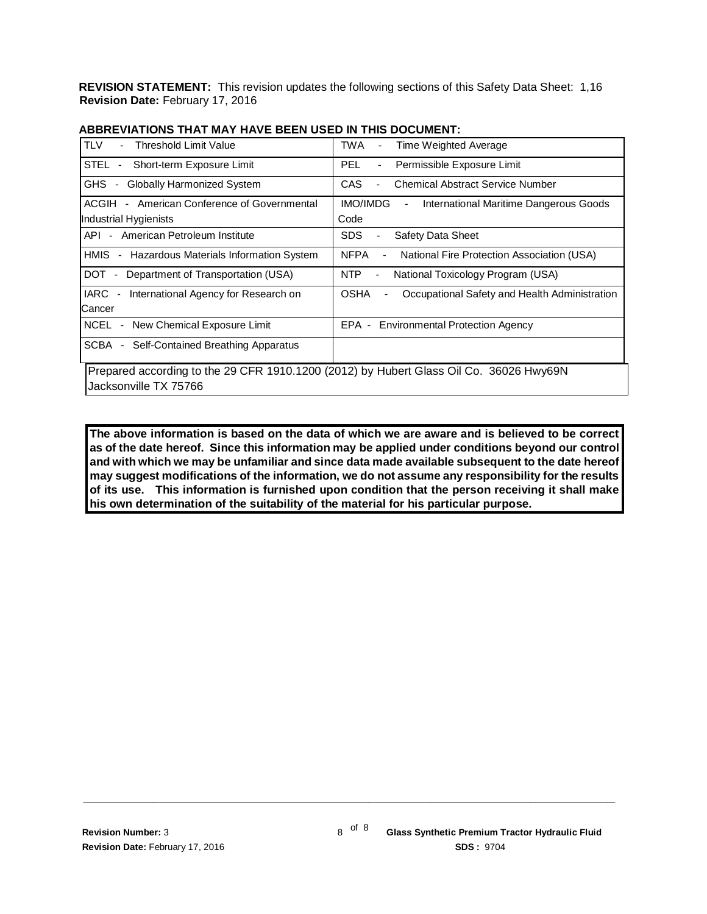**REVISION STATEMENT:** This revision updates the following sections of this Safety Data Sheet: 1,16
**Revision Date:** February 17, 2016

**ABBREVIATIONS THAT MAY HAVE BEEN USED IN THIS DOCUMENT:**

| | |
|---|---|
| TLV - Threshold Limit Value | TWA - Time Weighted Average |
| STEL - Short-term Exposure Limit | PEL - Permissible Exposure Limit |
| GHS - Globally Harmonized System | CAS - Chemical Abstract Service Number |
| ACGIH - American Conference of Governmental Industrial Hygienists | IMO/IMDG - International Maritime Dangerous Goods Code |
| API - American Petroleum Institute | SDS - Safety Data Sheet |
| HMIS - Hazardous Materials Information System | NFPA - National Fire Protection Association (USA) |
| DOT - Department of Transportation (USA) | NTP - National Toxicology Program (USA) |
| IARC - International Agency for Research on Cancer | OSHA - Occupational Safety and Health Administration |
| NCEL - New Chemical Exposure Limit | EPA - Environmental Protection Agency |
| SCBA - Self-Contained Breathing Apparatus | |

Prepared according to the 29 CFR 1910.1200 (2012) by Hubert Glass Oil Co. 36026 Hwy69N Jacksonville TX 75766

**The above information is based on the data of which we are aware and is believed to be correct as of the date hereof. Since this information may be applied under conditions beyond our control and with which we may be unfamiliar and since data made available subsequent to the date hereof may suggest modifications of the information, we do not assume any responsibility for the results of its use. This information is furnished upon condition that the person receiving it shall make his own determination of the suitability of the material for his particular purpose.**